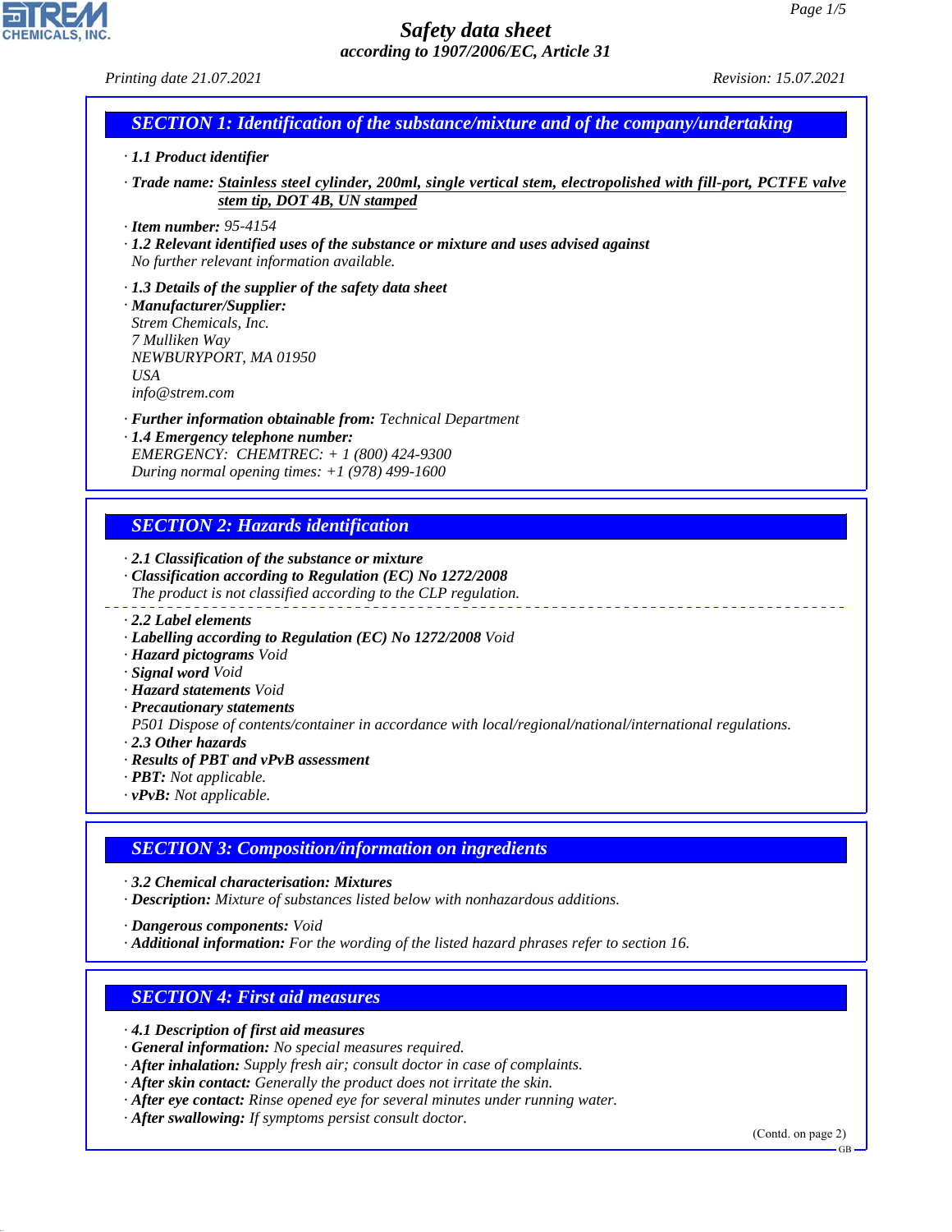# Safety data sheet

*according to 1907/2006/EC, Article 31*

*Printing date 21.07.2021* *Revision: 15.07.2021*

## SECTION 1: Identification of the substance/mixture and of the company/undertaking

· **1.1 Product identifier**

· **Trade name:** **Stainless steel cylinder, 200ml, single vertical stem, electropolished with fill-port, PCTFE valve stem tip, DOT 4B, UN stamped**

· **Item number:** 95-4154

· **1.2 Relevant identified uses of the substance or mixture and uses advised against**
No further relevant information available.

· **1.3 Details of the supplier of the safety data sheet**

· **Manufacturer/Supplier:**
Strem Chemicals, Inc.
7 Mulliken Way
NEWBURYPORT, MA 01950
USA
info@strem.com

· **Further information obtainable from:** Technical Department

· **1.4 Emergency telephone number:**
EMERGENCY: CHEMTREC: + 1 (800) 424-9300
During normal opening times: +1 (978) 499-1600

## SECTION 2: Hazards identification

· **2.1 Classification of the substance or mixture**

· **Classification according to Regulation (EC) No 1272/2008**
The product is not classified according to the CLP regulation.

· **2.2 Label elements**

· **Labelling according to Regulation (EC) No 1272/2008** Void

· **Hazard pictograms** Void

· **Signal word** Void

· **Hazard statements** Void

· **Precautionary statements**
P501 Dispose of contents/container in accordance with local/regional/national/international regulations.

· **2.3 Other hazards**

· **Results of PBT and vPvB assessment**

· **PBT:** Not applicable.

· **vPvB:** Not applicable.

## SECTION 3: Composition/information on ingredients

· **3.2 Chemical characterisation: Mixtures**

· **Description:** Mixture of substances listed below with nonhazardous additions.

· **Dangerous components:** Void

· **Additional information:** For the wording of the listed hazard phrases refer to section 16.

## SECTION 4: First aid measures

· **4.1 Description of first aid measures**

· **General information:** No special measures required.

· **After inhalation:** Supply fresh air; consult doctor in case of complaints.

· **After skin contact:** Generally the product does not irritate the skin.

· **After eye contact:** Rinse opened eye for several minutes under running water.

· **After swallowing:** If symptoms persist consult doctor.

(Contd. on page 2)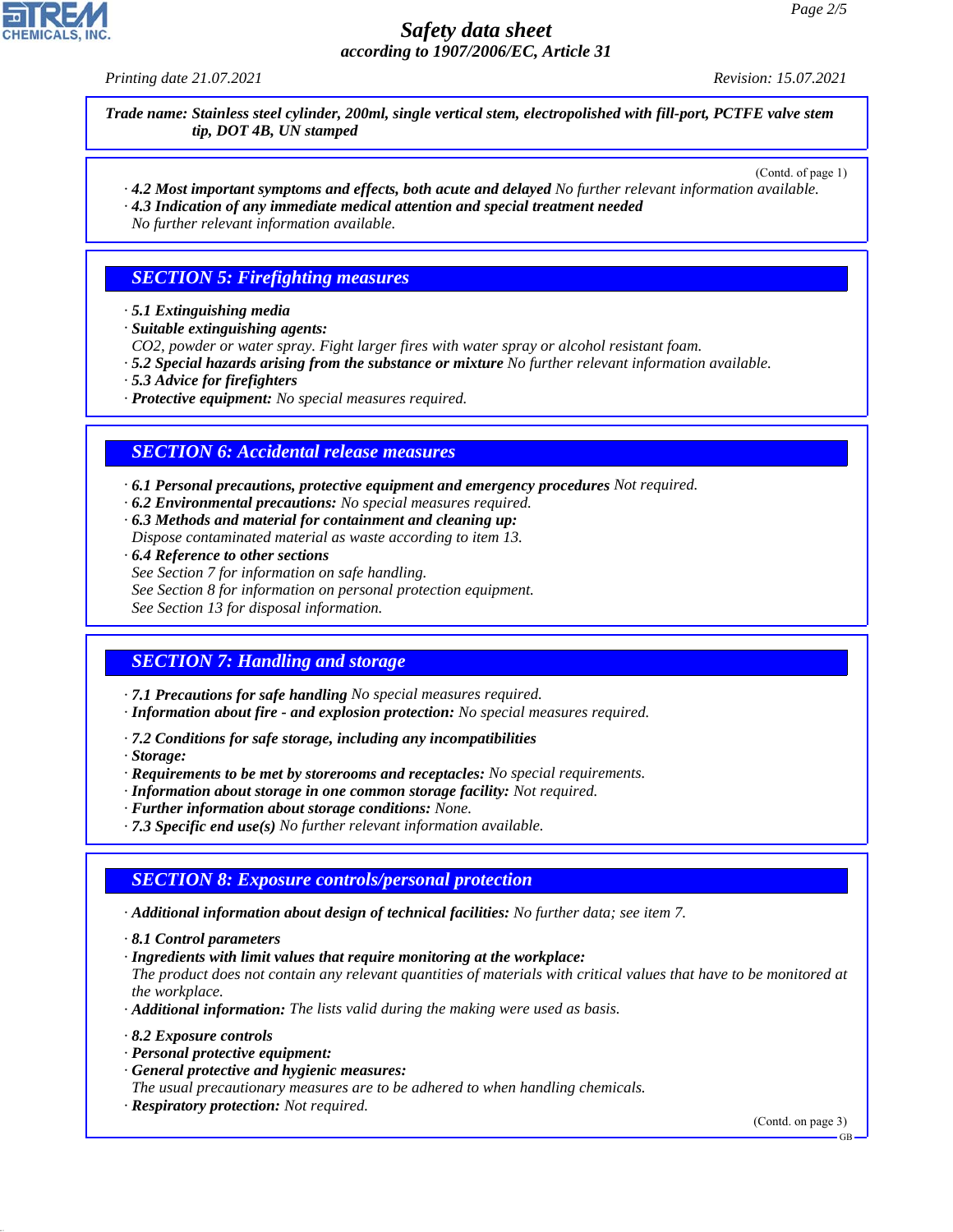**Trade name: Stainless steel cylinder, 200ml, single vertical stem, electropolished with fill-port, PCTFE valve stem tip, DOT 4B, UN stamped**

(Contd. of page 1)

· **4.2 Most important symptoms and effects, both acute and delayed** No further relevant information available.
· **4.3 Indication of any immediate medical attention and special treatment needed**
No further relevant information available.

## SECTION 5: Firefighting measures

· **5.1 Extinguishing media**
· **Suitable extinguishing agents:**
$CO_2$, powder or water spray. Fight larger fires with water spray or alcohol resistant foam.
· **5.2 Special hazards arising from the substance or mixture** No further relevant information available.
· **5.3 Advice for firefighters**
· **Protective equipment:** No special measures required.

## SECTION 6: Accidental release measures

· **6.1 Personal precautions, protective equipment and emergency procedures** Not required.
· **6.2 Environmental precautions:** No special measures required.
· **6.3 Methods and material for containment and cleaning up:**
Dispose contaminated material as waste according to item 13.
· **6.4 Reference to other sections**
See Section 7 for information on safe handling.
See Section 8 for information on personal protection equipment.
See Section 13 for disposal information.

## SECTION 7: Handling and storage

· **7.1 Precautions for safe handling** No special measures required.
· **Information about fire - and explosion protection:** No special measures required.

· **7.2 Conditions for safe storage, including any incompatibilities**
· **Storage:**
· **Requirements to be met by storerooms and receptacles:** No special requirements.
· **Information about storage in one common storage facility:** Not required.
· **Further information about storage conditions:** None.
· **7.3 Specific end use(s)** No further relevant information available.

## SECTION 8: Exposure controls/personal protection

· **Additional information about design of technical facilities:** No further data; see item 7.

· **8.1 Control parameters**
· **Ingredients with limit values that require monitoring at the workplace:**
The product does not contain any relevant quantities of materials with critical values that have to be monitored at the workplace.
· **Additional information:** The lists valid during the making were used as basis.

· **8.2 Exposure controls**
· **Personal protective equipment:**
· **General protective and hygienic measures:**
The usual precautionary measures are to be adhered to when handling chemicals.
· **Respiratory protection:** Not required.

(Contd. on page 3)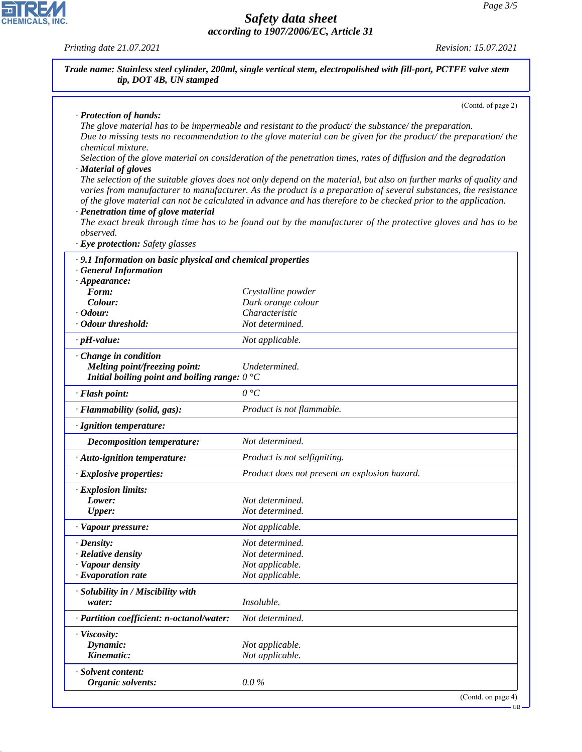**Trade name: Stainless steel cylinder, 200ml, single vertical stem, electropolished with fill-port, PCTFE valve stem tip, DOT 4B, UN stamped**

(Contd. of page 2)

· **Protection of hands:**
The glove material has to be impermeable and resistant to the product/ the substance/ the preparation.
Due to missing tests no recommendation to the glove material can be given for the product/ the preparation/ the chemical mixture.
Selection of the glove material on consideration of the penetration times, rates of diffusion and the degradation

· **Material of gloves**
The selection of the suitable gloves does not only depend on the material, but also on further marks of quality and varies from manufacturer to manufacturer. As the product is a preparation of several substances, the resistance of the glove material can not be calculated in advance and has therefore to be checked prior to the application.

· **Penetration time of glove material**
The exact break through time has to be found out by the manufacturer of the protective gloves and has to be observed.

· **Eye protection:** Safety glasses

| | |
|---|---|
| · **9.1 Information on basic physical and chemical properties** | |
| · **General Information** | |
| · **Appearance:** | |
| **Form:** | Crystalline powder |
| **Colour:** | Dark orange colour |
| · **Odour:** | Characteristic |
| · **Odour threshold:** | Not determined. |
| · **pH-value:** | Not applicable. |
| · **Change in condition** | |
| **Melting point/freezing point:** | Undetermined. |
| **Initial boiling point and boiling range:** | 0 °C |
| · **Flash point:** | 0 °C |
| · **Flammability (solid, gas):** | Product is not flammable. |
| · **Ignition temperature:** | |
| **Decomposition temperature:** | Not determined. |
| · **Auto-ignition temperature:** | Product is not selfigniting. |
| · **Explosive properties:** | Product does not present an explosion hazard. |
| · **Explosion limits:** | |
| **Lower:** | Not determined. |
| **Upper:** | Not determined. |
| · **Vapour pressure:** | Not applicable. |
| · **Density:** | Not determined. |
| · **Relative density** | Not determined. |
| · **Vapour density** | Not applicable. |
| · **Evaporation rate** | Not applicable. |
| · **Solubility in / Miscibility with** | |
| **water:** | Insoluble. |
| · **Partition coefficient: n-octanol/water:** | Not determined. |
| · **Viscosity:** | |
| **Dynamic:** | Not applicable. |
| **Kinematic:** | Not applicable. |
| · **Solvent content:** | |
| **Organic solvents:** | 0.0 % |

(Contd. on page 4)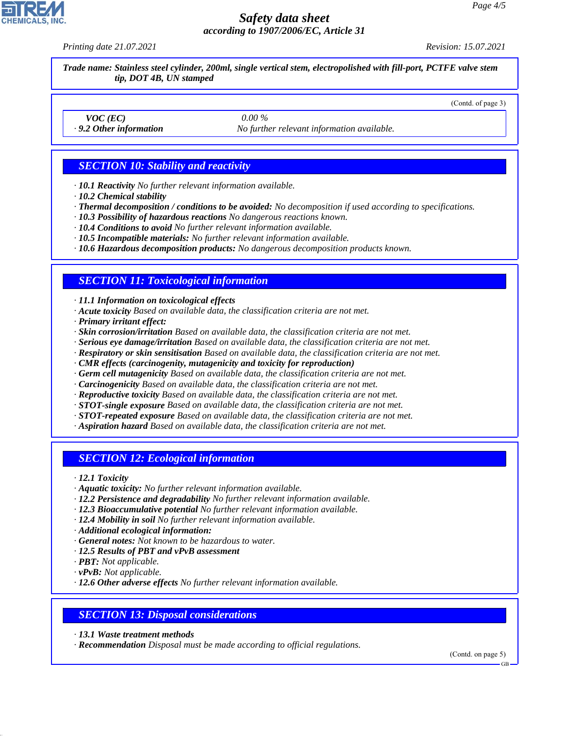**Trade name: Stainless steel cylinder, 200ml, single vertical stem, electropolished with fill-port, PCTFE valve stem tip, DOT 4B, UN stamped**

(Contd. of page 3)

| | |
|---|---|
| *VOC (EC)* | *0.00 %* |
| · ***9.2 Other information*** | *No further relevant information available.* |

## SECTION 10: Stability and reactivity

· ***10.1 Reactivity*** *No further relevant information available.*
· ***10.2 Chemical stability***
· ***Thermal decomposition / conditions to be avoided:*** *No decomposition if used according to specifications.*
· ***10.3 Possibility of hazardous reactions*** *No dangerous reactions known.*
· ***10.4 Conditions to avoid*** *No further relevant information available.*
· ***10.5 Incompatible materials:*** *No further relevant information available.*
· ***10.6 Hazardous decomposition products:*** *No dangerous decomposition products known.*

## SECTION 11: Toxicological information

· ***11.1 Information on toxicological effects***
· ***Acute toxicity*** *Based on available data, the classification criteria are not met.*
· ***Primary irritant effect:***
· ***Skin corrosion/irritation*** *Based on available data, the classification criteria are not met.*
· ***Serious eye damage/irritation*** *Based on available data, the classification criteria are not met.*
· ***Respiratory or skin sensitisation*** *Based on available data, the classification criteria are not met.*
· ***CMR effects (carcinogenity, mutagenicity and toxicity for reproduction)***
· ***Germ cell mutagenicity*** *Based on available data, the classification criteria are not met.*
· ***Carcinogenicity*** *Based on available data, the classification criteria are not met.*
· ***Reproductive toxicity*** *Based on available data, the classification criteria are not met.*
· ***STOT-single exposure*** *Based on available data, the classification criteria are not met.*
· ***STOT-repeated exposure*** *Based on available data, the classification criteria are not met.*
· ***Aspiration hazard*** *Based on available data, the classification criteria are not met.*

## SECTION 12: Ecological information

· ***12.1 Toxicity***
· ***Aquatic toxicity:*** *No further relevant information available.*
· ***12.2 Persistence and degradability*** *No further relevant information available.*
· ***12.3 Bioaccumulative potential*** *No further relevant information available.*
· ***12.4 Mobility in soil*** *No further relevant information available.*
· ***Additional ecological information:***
· ***General notes:*** *Not known to be hazardous to water.*
· ***12.5 Results of PBT and vPvB assessment***
· ***PBT:*** *Not applicable.*
· ***vPvB:*** *Not applicable.*
· ***12.6 Other adverse effects*** *No further relevant information available.*

## SECTION 13: Disposal considerations

· ***13.1 Waste treatment methods***
· ***Recommendation*** *Disposal must be made according to official regulations.*

(Contd. on page 5)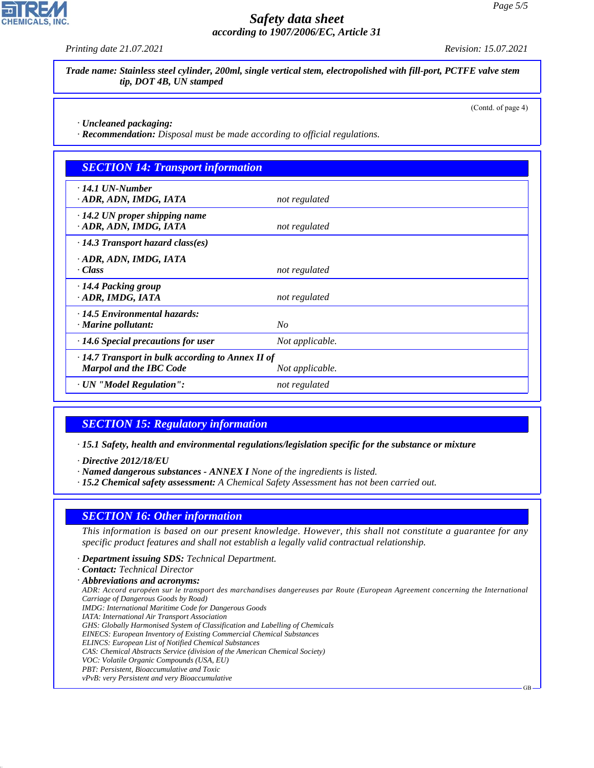**Trade name: Stainless steel cylinder, 200ml, single vertical stem, electropolished with fill-port, PCTFE valve stem tip, DOT 4B, UN stamped**

(Contd. of page 4)

· **Uncleaned packaging:**
· **Recommendation:** Disposal must be made according to official regulations.

## SECTION 14: Transport information

| | |
|---|---|
| · **14.1 UN-Number**<br>· **ADR, ADN, IMDG, IATA** | not regulated |
| · **14.2 UN proper shipping name**<br>· **ADR, ADN, IMDG, IATA** | not regulated |
| · **14.3 Transport hazard class(es)**<br>· **ADR, ADN, IMDG, IATA**<br>· **Class** | not regulated |
| · **14.4 Packing group**<br>· **ADR, IMDG, IATA** | not regulated |
| · **14.5 Environmental hazards:**<br>· **Marine pollutant:** | No |
| · **14.6 Special precautions for user** | Not applicable. |
| · **14.7 Transport in bulk according to Annex II of Marpol and the IBC Code** | Not applicable. |
| · **UN "Model Regulation":** | not regulated |

## SECTION 15: Regulatory information

· **15.1 Safety, health and environmental regulations/legislation specific for the substance or mixture**

· **Directive 2012/18/EU**
· **Named dangerous substances - ANNEX I** None of the ingredients is listed.
· **15.2 Chemical safety assessment:** A Chemical Safety Assessment has not been carried out.

## SECTION 16: Other information

This information is based on our present knowledge. However, this shall not constitute a guarantee for any specific product features and shall not establish a legally valid contractual relationship.

· **Department issuing SDS:** Technical Department.
· **Contact:** Technical Director
· **Abbreviations and acronyms:**
ADR: Accord européen sur le transport des marchandises dangereuses par Route (European Agreement concerning the International Carriage of Dangerous Goods by Road)
IMDG: International Maritime Code for Dangerous Goods
IATA: International Air Transport Association
GHS: Globally Harmonised System of Classification and Labelling of Chemicals
EINECS: European Inventory of Existing Commercial Chemical Substances
ELINCS: European List of Notified Chemical Substances
CAS: Chemical Abstracts Service (division of the American Chemical Society)
VOC: Volatile Organic Compounds (USA, EU)
PBT: Persistent, Bioaccumulative and Toxic
vPvB: very Persistent and very Bioaccumulative